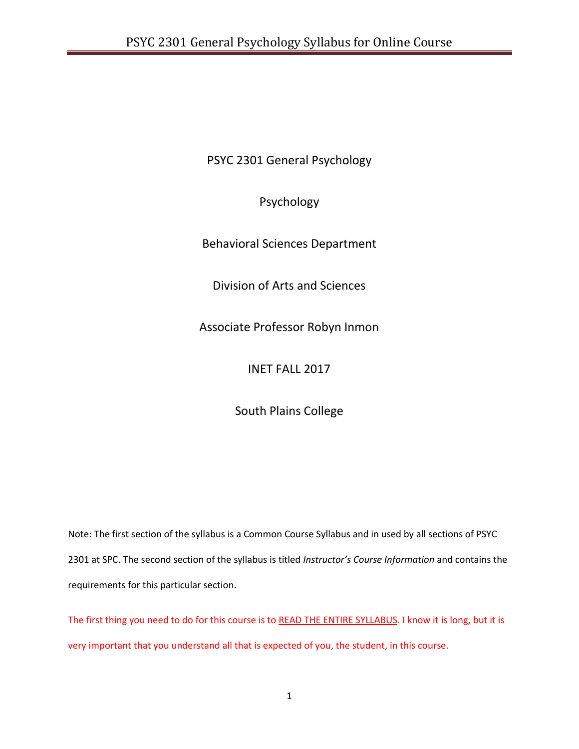# PSYC 2301 General Psychology

Psychology

Behavioral Sciences Department

Division of Arts and Sciences

Associate Professor Robyn Inmon

INET FALL 2017

South Plains College

Note: The first section of the syllabus is a Common Course Syllabus and in used by all sections of PSYC 2301 at SPC. The second section of the syllabus is titled *Instructor's Course Information* and contains the requirements for this particular section.

The first thing you need to do for this course is to READ THE ENTIRE SYLLABUS. I know it is long, but it is very important that you understand all that is expected of you, the student, in this course.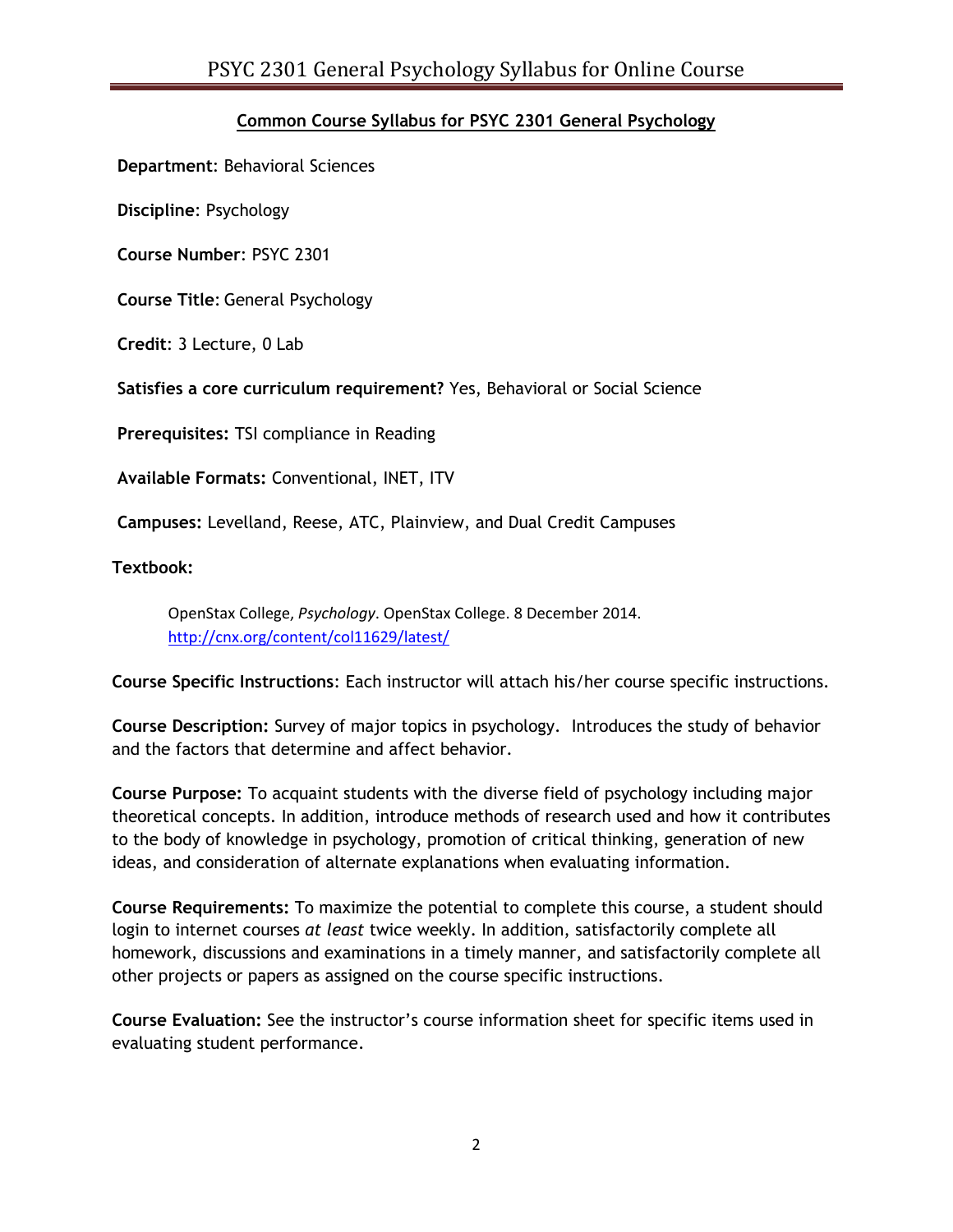## Common Course Syllabus for PSYC 2301 General Psychology

**Department**: Behavioral Sciences

**Discipline**: Psychology

**Course Number**: PSYC 2301

**Course Title**: General Psychology

**Credit**: 3 Lecture, 0 Lab

**Satisfies a core curriculum requirement?** Yes, Behavioral or Social Science

**Prerequisites:** TSI compliance in Reading

**Available Formats:** Conventional, INET, ITV

**Campuses:** Levelland, Reese, ATC, Plainview, and Dual Credit Campuses

**Textbook:**

> OpenStax College, *Psychology*. OpenStax College. 8 December 2014. http://cnx.org/content/col11629/latest/

**Course Specific Instructions**: Each instructor will attach his/her course specific instructions.

**Course Description:** Survey of major topics in psychology. Introduces the study of behavior and the factors that determine and affect behavior.

**Course Purpose:** To acquaint students with the diverse field of psychology including major theoretical concepts. In addition, introduce methods of research used and how it contributes to the body of knowledge in psychology, promotion of critical thinking, generation of new ideas, and consideration of alternate explanations when evaluating information.

**Course Requirements:** To maximize the potential to complete this course, a student should login to internet courses *at least* twice weekly. In addition, satisfactorily complete all homework, discussions and examinations in a timely manner, and satisfactorily complete all other projects or papers as assigned on the course specific instructions.

**Course Evaluation:** See the instructor's course information sheet for specific items used in evaluating student performance.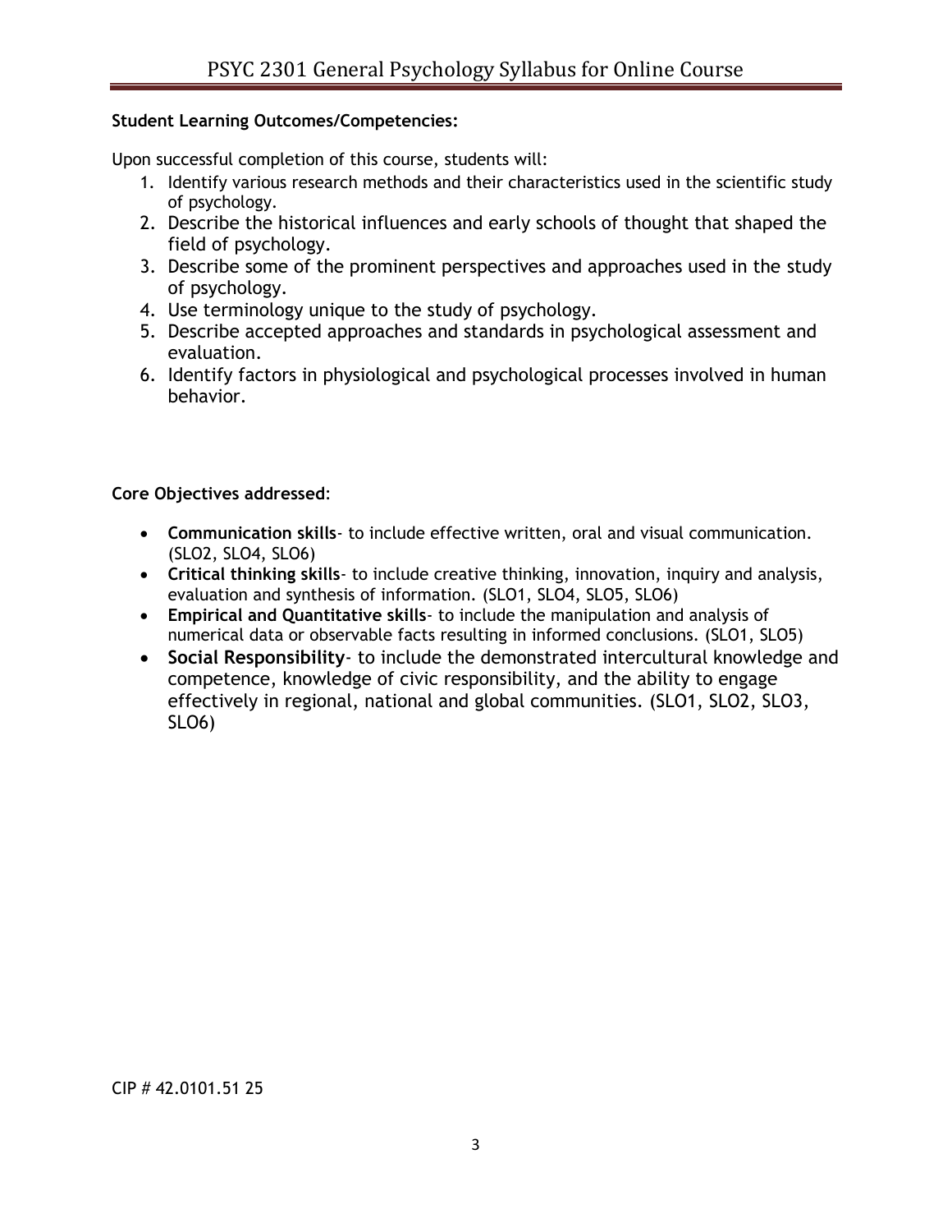**Student Learning Outcomes/Competencies:**

Upon successful completion of this course, students will:

1. Identify various research methods and their characteristics used in the scientific study of psychology.
2. Describe the historical influences and early schools of thought that shaped the field of psychology.
3. Describe some of the prominent perspectives and approaches used in the study of psychology.
4. Use terminology unique to the study of psychology.
5. Describe accepted approaches and standards in psychological assessment and evaluation.
6. Identify factors in physiological and psychological processes involved in human behavior.

**Core Objectives addressed**:

- **Communication skills**- to include effective written, oral and visual communication. (SLO2, SLO4, SLO6)
- **Critical thinking skills**- to include creative thinking, innovation, inquiry and analysis, evaluation and synthesis of information. (SLO1, SLO4, SLO5, SLO6)
- **Empirical and Quantitative skills**- to include the manipulation and analysis of numerical data or observable facts resulting in informed conclusions. (SLO1, SLO5)
- **Social Responsibility**- to include the demonstrated intercultural knowledge and competence, knowledge of civic responsibility, and the ability to engage effectively in regional, national and global communities. (SLO1, SLO2, SLO3, SLO6)

CIP # 42.0101.51 25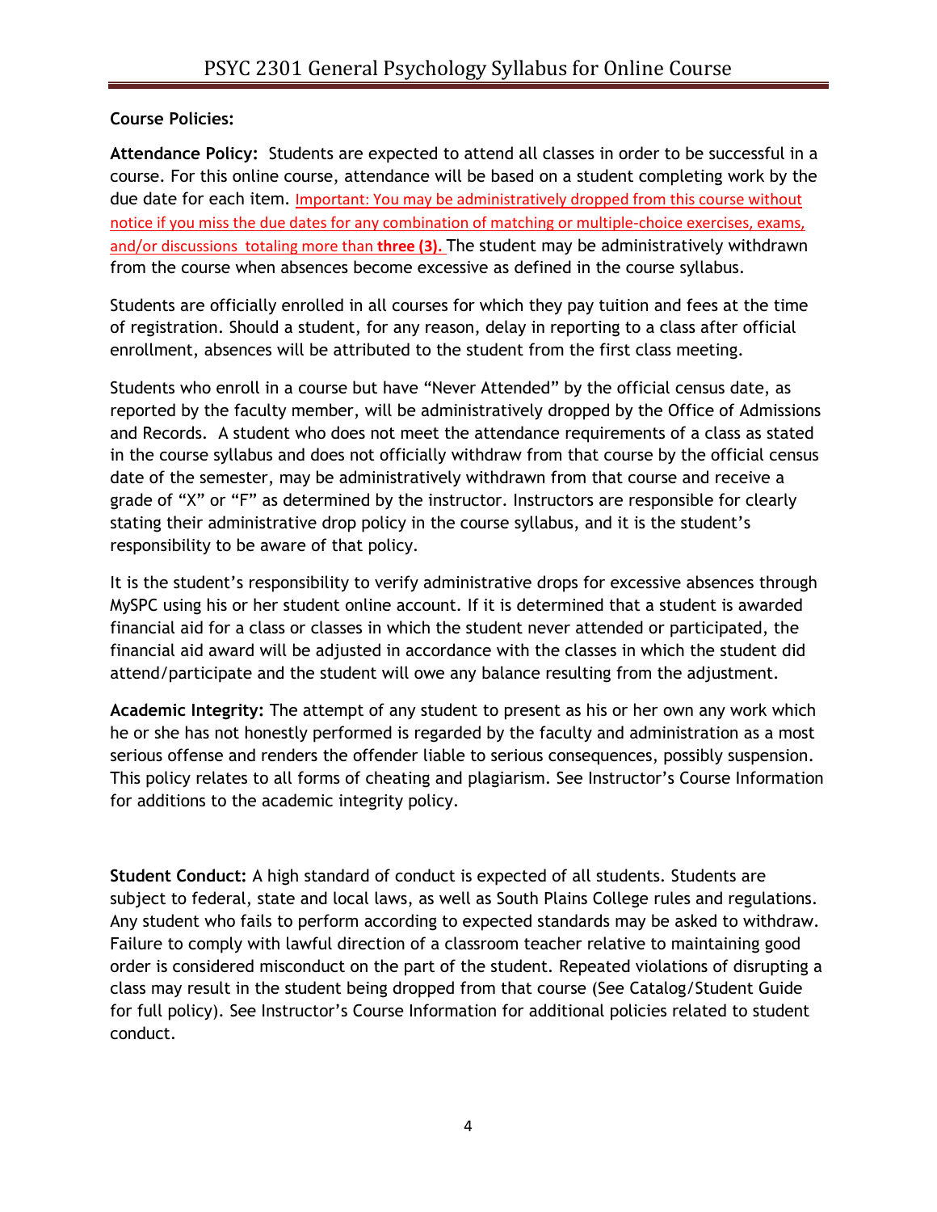**Course Policies:**

**Attendance Policy:** Students are expected to attend all classes in order to be successful in a course. For this online course, attendance will be based on a student completing work by the due date for each item. Important: You may be administratively dropped from this course without notice if you miss the due dates for any combination of matching or multiple-choice exercises, exams, and/or discussions totaling more than **three (3).** The student may be administratively withdrawn from the course when absences become excessive as defined in the course syllabus.

Students are officially enrolled in all courses for which they pay tuition and fees at the time of registration. Should a student, for any reason, delay in reporting to a class after official enrollment, absences will be attributed to the student from the first class meeting.

Students who enroll in a course but have "Never Attended" by the official census date, as reported by the faculty member, will be administratively dropped by the Office of Admissions and Records. A student who does not meet the attendance requirements of a class as stated in the course syllabus and does not officially withdraw from that course by the official census date of the semester, may be administratively withdrawn from that course and receive a grade of "X" or "F" as determined by the instructor. Instructors are responsible for clearly stating their administrative drop policy in the course syllabus, and it is the student's responsibility to be aware of that policy.

It is the student's responsibility to verify administrative drops for excessive absences through MySPC using his or her student online account. If it is determined that a student is awarded financial aid for a class or classes in which the student never attended or participated, the financial aid award will be adjusted in accordance with the classes in which the student did attend/participate and the student will owe any balance resulting from the adjustment.

**Academic Integrity:** The attempt of any student to present as his or her own any work which he or she has not honestly performed is regarded by the faculty and administration as a most serious offense and renders the offender liable to serious consequences, possibly suspension. This policy relates to all forms of cheating and plagiarism. See Instructor's Course Information for additions to the academic integrity policy.

**Student Conduct:** A high standard of conduct is expected of all students. Students are subject to federal, state and local laws, as well as South Plains College rules and regulations. Any student who fails to perform according to expected standards may be asked to withdraw. Failure to comply with lawful direction of a classroom teacher relative to maintaining good order is considered misconduct on the part of the student. Repeated violations of disrupting a class may result in the student being dropped from that course (See Catalog/Student Guide for full policy). See Instructor's Course Information for additional policies related to student conduct.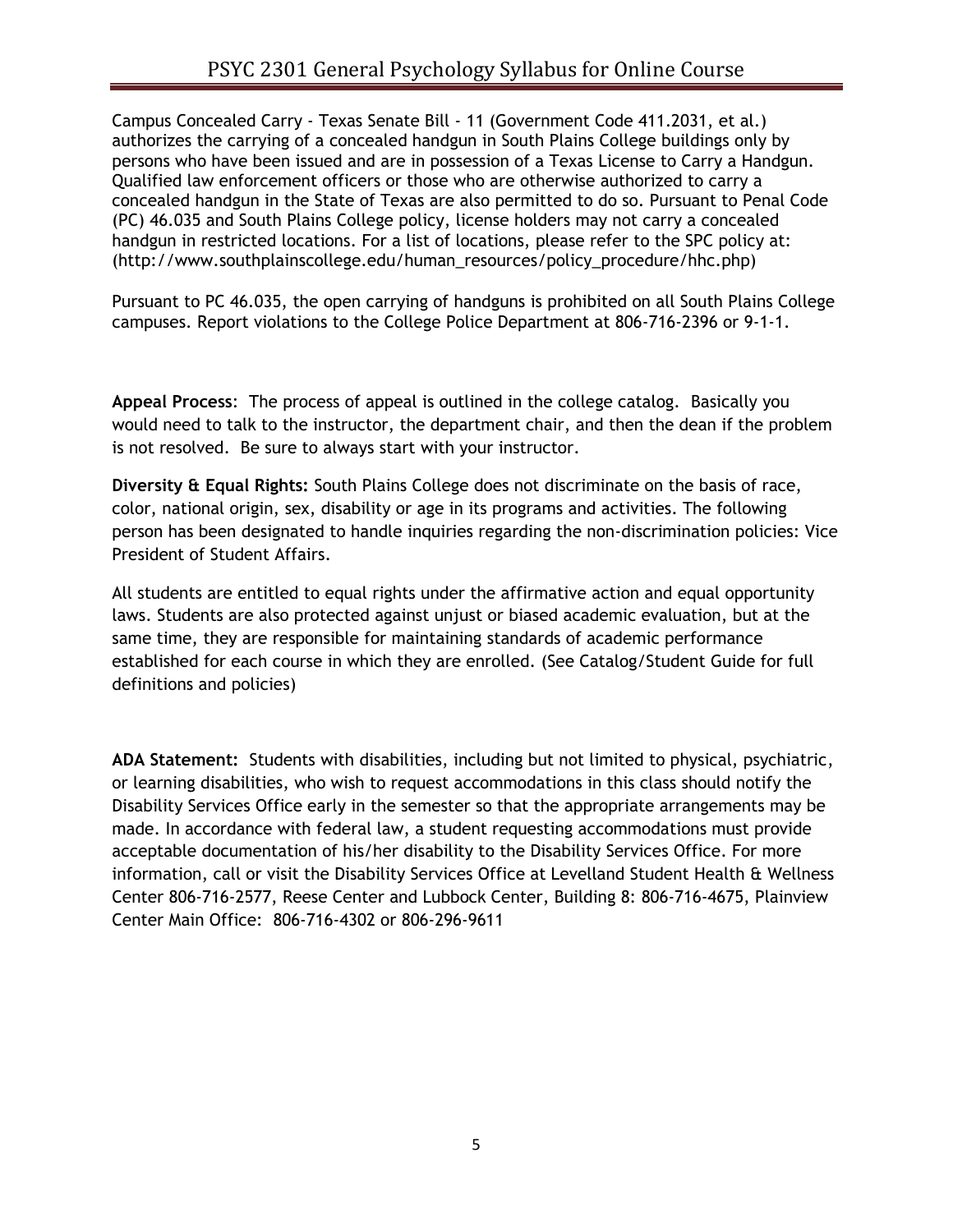Campus Concealed Carry - Texas Senate Bill - 11 (Government Code 411.2031, et al.) authorizes the carrying of a concealed handgun in South Plains College buildings only by persons who have been issued and are in possession of a Texas License to Carry a Handgun. Qualified law enforcement officers or those who are otherwise authorized to carry a concealed handgun in the State of Texas are also permitted to do so. Pursuant to Penal Code (PC) 46.035 and South Plains College policy, license holders may not carry a concealed handgun in restricted locations. For a list of locations, please refer to the SPC policy at: (http://www.southplainscollege.edu/human_resources/policy_procedure/hhc.php)

Pursuant to PC 46.035, the open carrying of handguns is prohibited on all South Plains College campuses. Report violations to the College Police Department at 806-716-2396 or 9-1-1.

**Appeal Process**: The process of appeal is outlined in the college catalog. Basically you would need to talk to the instructor, the department chair, and then the dean if the problem is not resolved. Be sure to always start with your instructor.

**Diversity & Equal Rights:** South Plains College does not discriminate on the basis of race, color, national origin, sex, disability or age in its programs and activities. The following person has been designated to handle inquiries regarding the non-discrimination policies: Vice President of Student Affairs.

All students are entitled to equal rights under the affirmative action and equal opportunity laws. Students are also protected against unjust or biased academic evaluation, but at the same time, they are responsible for maintaining standards of academic performance established for each course in which they are enrolled. (See Catalog/Student Guide for full definitions and policies)

**ADA Statement:** Students with disabilities, including but not limited to physical, psychiatric, or learning disabilities, who wish to request accommodations in this class should notify the Disability Services Office early in the semester so that the appropriate arrangements may be made. In accordance with federal law, a student requesting accommodations must provide acceptable documentation of his/her disability to the Disability Services Office. For more information, call or visit the Disability Services Office at Levelland Student Health & Wellness Center 806-716-2577, Reese Center and Lubbock Center, Building 8: 806-716-4675, Plainview Center Main Office: 806-716-4302 or 806-296-9611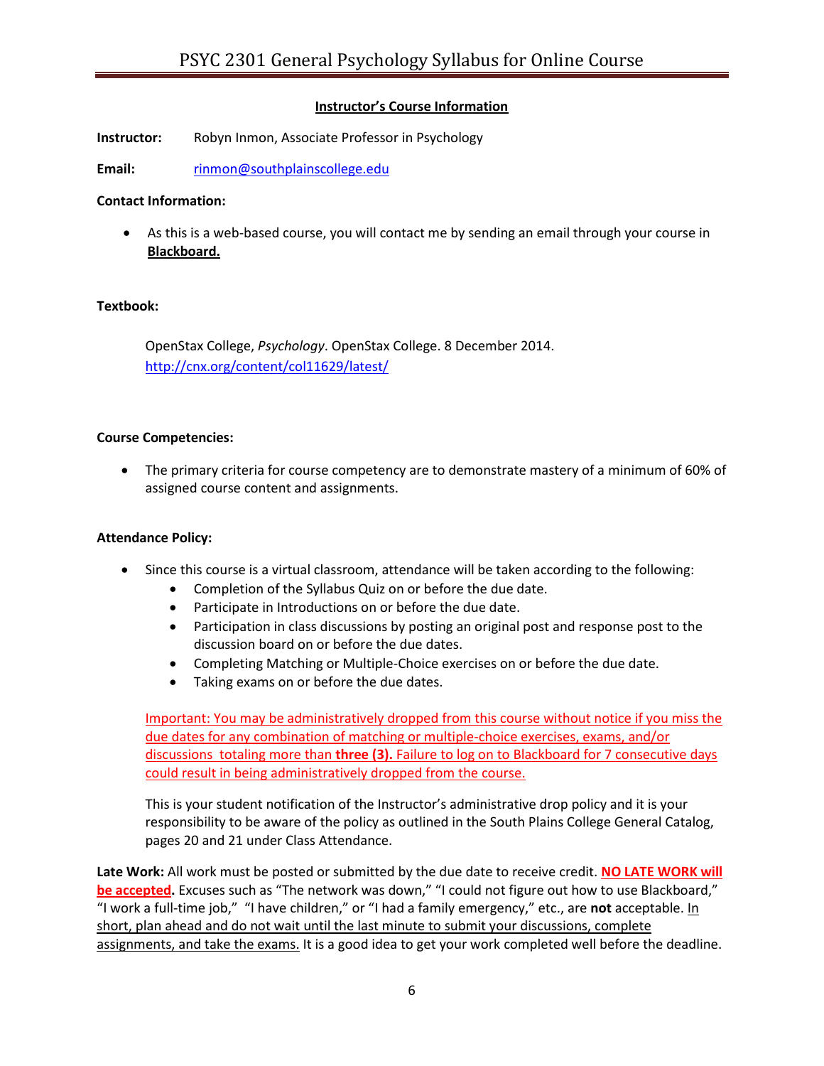# PSYC 2301 General Psychology Syllabus for Online Course

## Instructor's Course Information

**Instructor:** Robyn Inmon, Associate Professor in Psychology

**Email:** rinmon@southplainscollege.edu

**Contact Information:**

- As this is a web-based course, you will contact me by sending an email through your course in **Blackboard.**

**Textbook:**

OpenStax College, *Psychology*. OpenStax College. 8 December 2014. http://cnx.org/content/col11629/latest/

**Course Competencies:**

- The primary criteria for course competency are to demonstrate mastery of a minimum of 60% of assigned course content and assignments.

**Attendance Policy:**

- Since this course is a virtual classroom, attendance will be taken according to the following:
  - Completion of the Syllabus Quiz on or before the due date.
  - Participate in Introductions on or before the due date.
  - Participation in class discussions by posting an original post and response post to the discussion board on or before the due dates.
  - Completing Matching or Multiple-Choice exercises on or before the due date.
  - Taking exams on or before the due dates.

  Important: You may be administratively dropped from this course without notice if you miss the due dates for any combination of matching or multiple-choice exercises, exams, and/or discussions totaling more than **three (3).** Failure to log on to Blackboard for 7 consecutive days could result in being administratively dropped from the course.

  This is your student notification of the Instructor's administrative drop policy and it is your responsibility to be aware of the policy as outlined in the South Plains College General Catalog, pages 20 and 21 under Class Attendance.

**Late Work:** All work must be posted or submitted by the due date to receive credit. **NO LATE WORK will be accepted.** Excuses such as "The network was down," "I could not figure out how to use Blackboard," "I work a full-time job," "I have children," or "I had a family emergency," etc., are **not** acceptable. In short, plan ahead and do not wait until the last minute to submit your discussions, complete assignments, and take the exams. It is a good idea to get your work completed well before the deadline.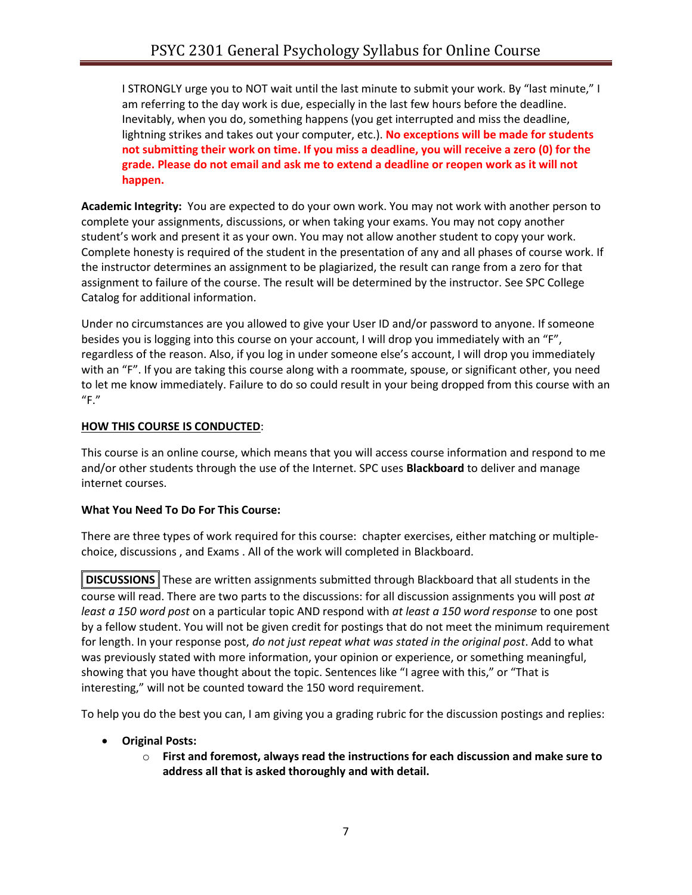I STRONGLY urge you to NOT wait until the last minute to submit your work. By "last minute," I am referring to the day work is due, especially in the last few hours before the deadline. Inevitably, when you do, something happens (you get interrupted and miss the deadline, lightning strikes and takes out your computer, etc.). **No exceptions will be made for students not submitting their work on time. If you miss a deadline, you will receive a zero (0) for the grade. Please do not email and ask me to extend a deadline or reopen work as it will not happen.**

**Academic Integrity:** You are expected to do your own work. You may not work with another person to complete your assignments, discussions, or when taking your exams. You may not copy another student's work and present it as your own. You may not allow another student to copy your work. Complete honesty is required of the student in the presentation of any and all phases of course work. If the instructor determines an assignment to be plagiarized, the result can range from a zero for that assignment to failure of the course. The result will be determined by the instructor. See SPC College Catalog for additional information.

Under no circumstances are you allowed to give your User ID and/or password to anyone. If someone besides you is logging into this course on your account, I will drop you immediately with an "F", regardless of the reason. Also, if you log in under someone else's account, I will drop you immediately with an "F". If you are taking this course along with a roommate, spouse, or significant other, you need to let me know immediately. Failure to do so could result in your being dropped from this course with an "F."

**HOW THIS COURSE IS CONDUCTED**:

This course is an online course, which means that you will access course information and respond to me and/or other students through the use of the Internet. SPC uses **Blackboard** to deliver and manage internet courses.

**What You Need To Do For This Course:**

There are three types of work required for this course: chapter exercises, either matching or multiple-choice, discussions , and Exams . All of the work will completed in Blackboard.

**DISCUSSIONS** These are written assignments submitted through Blackboard that all students in the course will read. There are two parts to the discussions: for all discussion assignments you will post *at least a 150 word post* on a particular topic AND respond with *at least a 150 word response* to one post by a fellow student. You will not be given credit for postings that do not meet the minimum requirement for length. In your response post, *do not just repeat what was stated in the original post*. Add to what was previously stated with more information, your opinion or experience, or something meaningful, showing that you have thought about the topic. Sentences like "I agree with this," or "That is interesting," will not be counted toward the 150 word requirement.

To help you do the best you can, I am giving you a grading rubric for the discussion postings and replies:

- **Original Posts:**
  - **First and foremost, always read the instructions for each discussion and make sure to address all that is asked thoroughly and with detail.**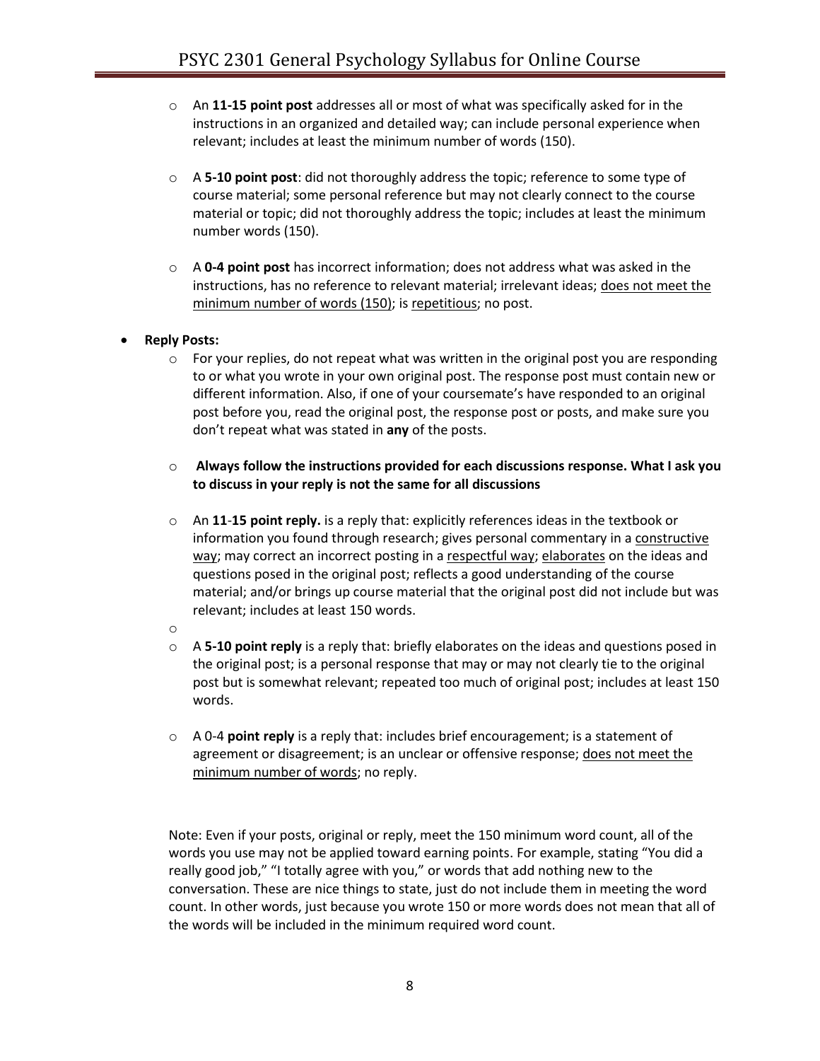- An **11-15 point post** addresses all or most of what was specifically asked for in the instructions in an organized and detailed way; can include personal experience when relevant; includes at least the minimum number of words (150).

- A **5-10 point post**: did not thoroughly address the topic; reference to some type of course material; some personal reference but may not clearly connect to the course material or topic; did not thoroughly address the topic; includes at least the minimum number words (150).

- A **0-4 point post** has incorrect information; does not address what was asked in the instructions, has no reference to relevant material; irrelevant ideas; <u>does not meet the minimum number of words (150)</u>; is <u>repetitious</u>; no post.

- **Reply Posts:**
  - For your replies, do not repeat what was written in the original post you are responding to or what you wrote in your own original post. The response post must contain new or different information. Also, if one of your coursemate's have responded to an original post before you, read the original post, the response post or posts, and make sure you don't repeat what was stated in **any** of the posts.

  - **Always follow the instructions provided for each discussions response. What I ask you to discuss in your reply is not the same for all discussions**

  - An **11-15 point reply.** is a reply that: explicitly references ideas in the textbook or information you found through research; gives personal commentary in a <u>constructive way</u>; may correct an incorrect posting in a <u>respectful way</u>; <u>elaborates</u> on the ideas and questions posed in the original post; reflects a good understanding of the course material; and/or brings up course material that the original post did not include but was relevant; includes at least 150 words.

  - A **5-10 point reply** is a reply that: briefly elaborates on the ideas and questions posed in the original post; is a personal response that may or may not clearly tie to the original post but is somewhat relevant; repeated too much of original post; includes at least 150 words.

  - A 0-4 **point reply** is a reply that: includes brief encouragement; is a statement of agreement or disagreement; is an unclear or offensive response; <u>does not meet the minimum number of words</u>; no reply.

Note: Even if your posts, original or reply, meet the 150 minimum word count, all of the words you use may not be applied toward earning points. For example, stating "You did a really good job," "I totally agree with you," or words that add nothing new to the conversation. These are nice things to state, just do not include them in meeting the word count. In other words, just because you wrote 150 or more words does not mean that all of the words will be included in the minimum required word count.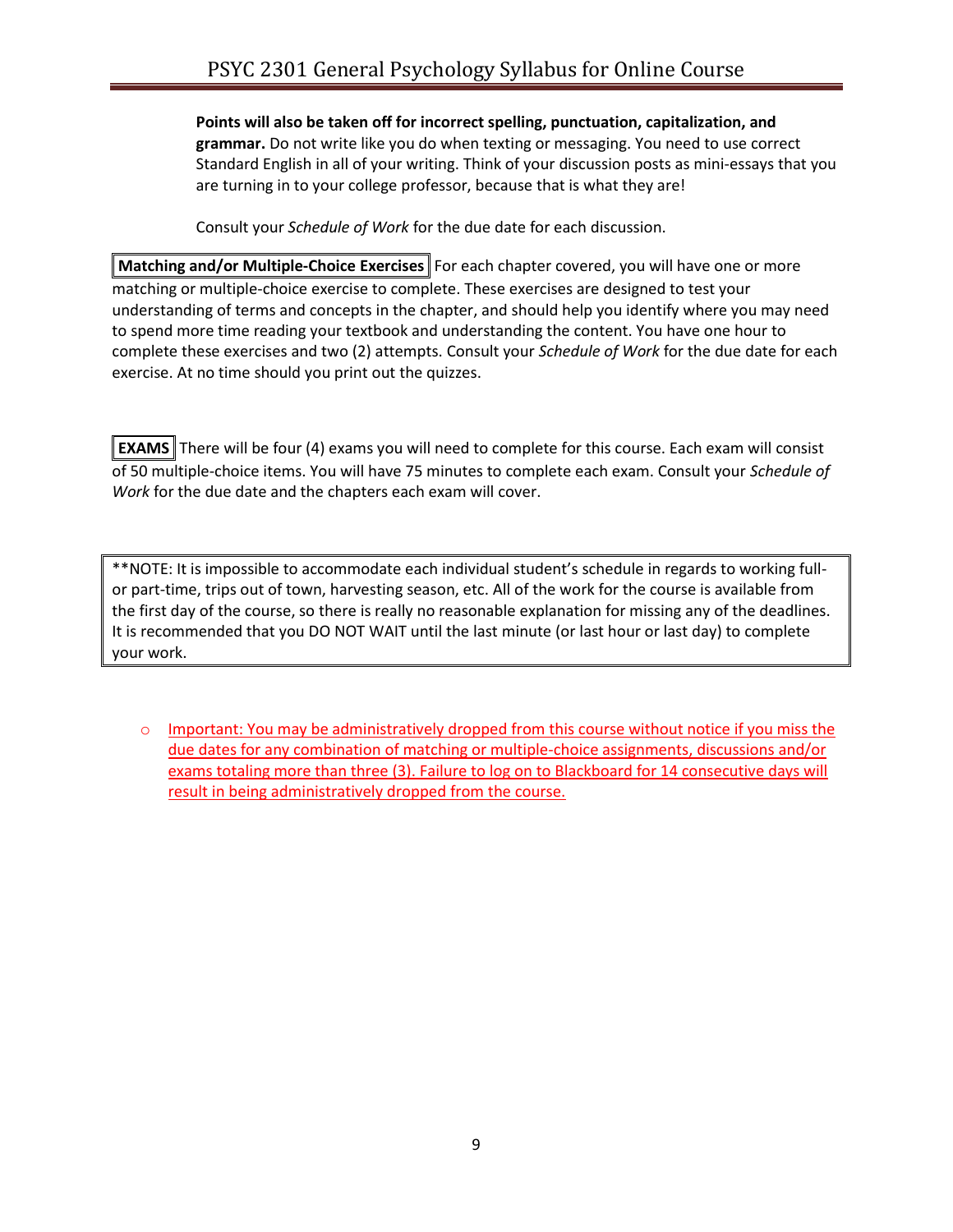**Points will also be taken off for incorrect spelling, punctuation, capitalization, and grammar.** Do not write like you do when texting or messaging. You need to use correct Standard English in all of your writing. Think of your discussion posts as mini-essays that you are turning in to your college professor, because that is what they are!

Consult your *Schedule of Work* for the due date for each discussion.

**Matching and/or Multiple-Choice Exercises** For each chapter covered, you will have one or more matching or multiple-choice exercise to complete. These exercises are designed to test your understanding of terms and concepts in the chapter, and should help you identify where you may need to spend more time reading your textbook and understanding the content. You have one hour to complete these exercises and two (2) attempts. Consult your *Schedule of Work* for the due date for each exercise. At no time should you print out the quizzes.

**EXAMS** There will be four (4) exams you will need to complete for this course. Each exam will consist of 50 multiple-choice items. You will have 75 minutes to complete each exam. Consult your *Schedule of Work* for the due date and the chapters each exam will cover.

**NOTE: It is impossible to accommodate each individual student's schedule in regards to working full- or part-time, trips out of town, harvesting season, etc. All of the work for the course is available from the first day of the course, so there is really no reasonable explanation for missing any of the deadlines. It is recommended that you DO NOT WAIT until the last minute (or last hour or last day) to complete your work.

- Important: You may be administratively dropped from this course without notice if you miss the due dates for any combination of matching or multiple-choice assignments, discussions and/or exams totaling more than three (3). Failure to log on to Blackboard for 14 consecutive days will result in being administratively dropped from the course.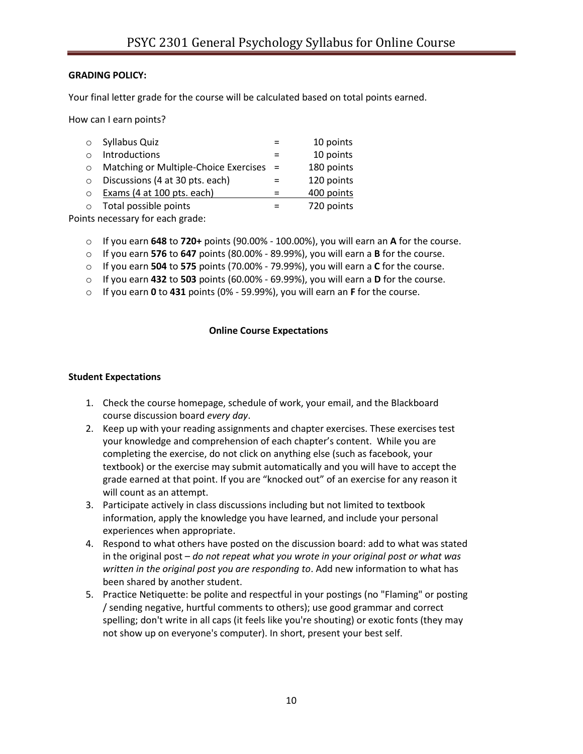**GRADING POLICY:**

Your final letter grade for the course will be calculated based on total points earned.

How can I earn points?

- Syllabus Quiz = 10 points
- Introductions = 10 points
- Matching or Multiple-Choice Exercises = 180 points
- Discussions (4 at 30 pts. each) = 120 points
- Exams (4 at 100 pts. each) = 400 points
- Total possible points = 720 points

Points necessary for each grade:

- If you earn **648** to **720+** points (90.00% - 100.00%), you will earn an **A** for the course.
- If you earn **576** to **647** points (80.00% - 89.99%), you will earn a **B** for the course.
- If you earn **504** to **575** points (70.00% - 79.99%), you will earn a **C** for the course.
- If you earn **432** to **503** points (60.00% - 69.99%), you will earn a **D** for the course.
- If you earn **0** to **431** points (0% - 59.99%), you will earn an **F** for the course.

## Online Course Expectations

### Student Expectations

1. Check the course homepage, schedule of work, your email, and the Blackboard course discussion board *every day*.
2. Keep up with your reading assignments and chapter exercises. These exercises test your knowledge and comprehension of each chapter's content. While you are completing the exercise, do not click on anything else (such as facebook, your textbook) or the exercise may submit automatically and you will have to accept the grade earned at that point. If you are "knocked out" of an exercise for any reason it will count as an attempt.
3. Participate actively in class discussions including but not limited to textbook information, apply the knowledge you have learned, and include your personal experiences when appropriate.
4. Respond to what others have posted on the discussion board: add to what was stated in the original post – *do not repeat what you wrote in your original post or what was written in the original post you are responding to*. Add new information to what has been shared by another student.
5. Practice Netiquette: be polite and respectful in your postings (no "Flaming" or posting / sending negative, hurtful comments to others); use good grammar and correct spelling; don't write in all caps (it feels like you're shouting) or exotic fonts (they may not show up on everyone's computer). In short, present your best self.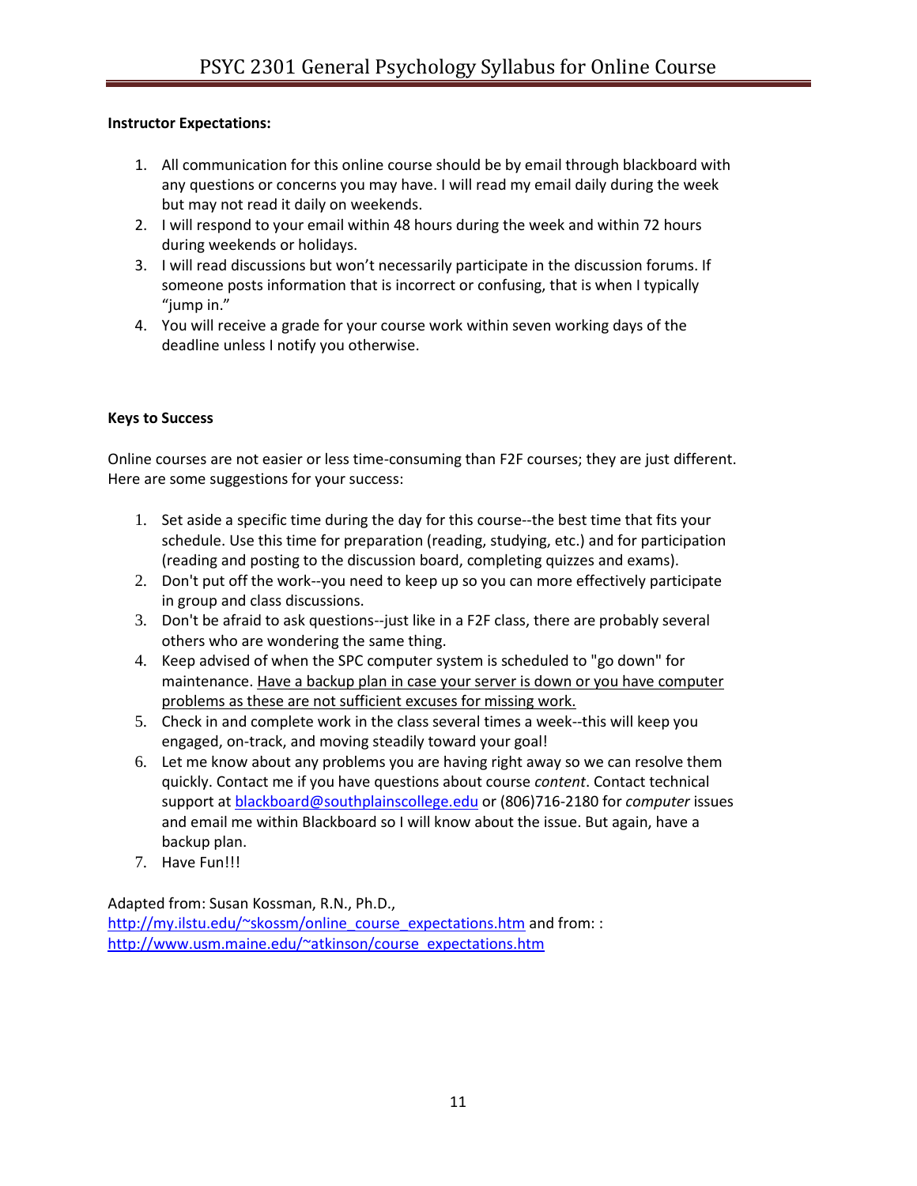**Instructor Expectations:**

1. All communication for this online course should be by email through blackboard with any questions or concerns you may have. I will read my email daily during the week but may not read it daily on weekends.
2. I will respond to your email within 48 hours during the week and within 72 hours during weekends or holidays.
3. I will read discussions but won't necessarily participate in the discussion forums. If someone posts information that is incorrect or confusing, that is when I typically "jump in."
4. You will receive a grade for your course work within seven working days of the deadline unless I notify you otherwise.

**Keys to Success**

Online courses are not easier or less time-consuming than F2F courses; they are just different. Here are some suggestions for your success:

1. Set aside a specific time during the day for this course--the best time that fits your schedule. Use this time for preparation (reading, studying, etc.) and for participation (reading and posting to the discussion board, completing quizzes and exams).
2. Don't put off the work--you need to keep up so you can more effectively participate in group and class discussions.
3. Don't be afraid to ask questions--just like in a F2F class, there are probably several others who are wondering the same thing.
4. Keep advised of when the SPC computer system is scheduled to "go down" for maintenance. <u>Have a backup plan in case your server is down or you have computer problems as these are not sufficient excuses for missing work.</u>
5. Check in and complete work in the class several times a week--this will keep you engaged, on-track, and moving steadily toward your goal!
6. Let me know about any problems you are having right away so we can resolve them quickly. Contact me if you have questions about course *content*. Contact technical support at blackboard@southplainscollege.edu or (806)716-2180 for *computer* issues and email me within Blackboard so I will know about the issue. But again, have a backup plan.
7. Have Fun!!!

Adapted from: Susan Kossman, R.N., Ph.D., http://my.ilstu.edu/~skossm/online_course_expectations.htm and from: : http://www.usm.maine.edu/~atkinson/course_expectations.htm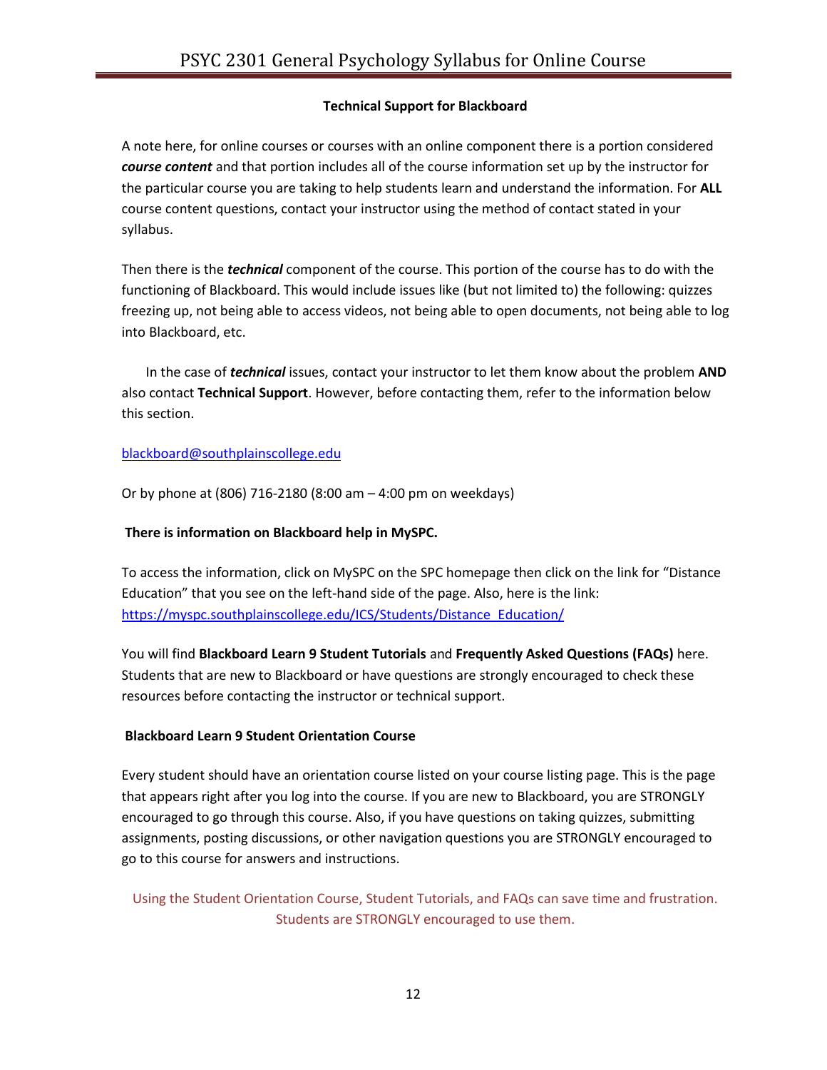### Technical Support for Blackboard

A note here, for online courses or courses with an online component there is a portion considered ***course content*** and that portion includes all of the course information set up by the instructor for the particular course you are taking to help students learn and understand the information. For **ALL** course content questions, contact your instructor using the method of contact stated in your syllabus.

Then there is the ***technical*** component of the course. This portion of the course has to do with the functioning of Blackboard. This would include issues like (but not limited to) the following: quizzes freezing up, not being able to access videos, not being able to open documents, not being able to log into Blackboard, etc.

In the case of ***technical*** issues, contact your instructor to let them know about the problem **AND** also contact **Technical Support**. However, before contacting them, refer to the information below this section.

blackboard@southplainscollege.edu

Or by phone at (806) 716-2180 (8:00 am – 4:00 pm on weekdays)

**There is information on Blackboard help in MySPC.**

To access the information, click on MySPC on the SPC homepage then click on the link for "Distance Education" that you see on the left-hand side of the page. Also, here is the link: https://myspc.southplainscollege.edu/ICS/Students/Distance_Education/

You will find **Blackboard Learn 9 Student Tutorials** and **Frequently Asked Questions (FAQs)** here. Students that are new to Blackboard or have questions are strongly encouraged to check these resources before contacting the instructor or technical support.

**Blackboard Learn 9 Student Orientation Course**

Every student should have an orientation course listed on your course listing page. This is the page that appears right after you log into the course. If you are new to Blackboard, you are STRONGLY encouraged to go through this course. Also, if you have questions on taking quizzes, submitting assignments, posting discussions, or other navigation questions you are STRONGLY encouraged to go to this course for answers and instructions.

Using the Student Orientation Course, Student Tutorials, and FAQs can save time and frustration. Students are STRONGLY encouraged to use them.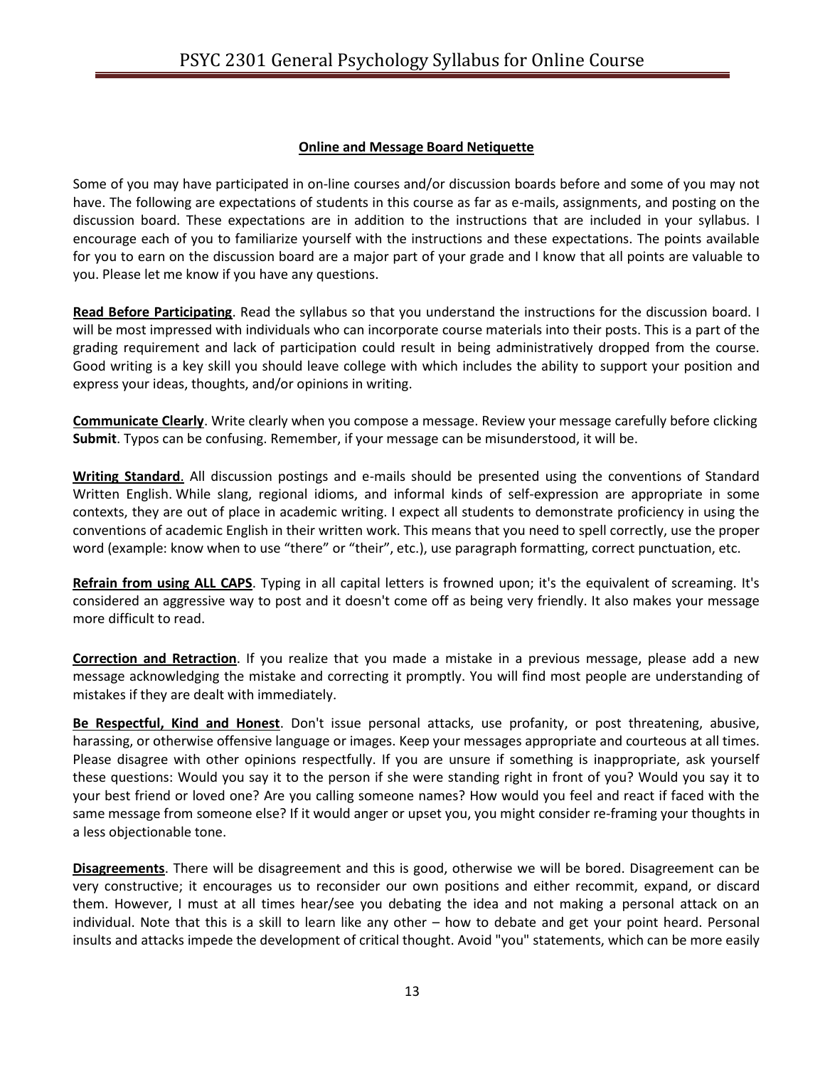## Online and Message Board Netiquette

Some of you may have participated in on-line courses and/or discussion boards before and some of you may not have. The following are expectations of students in this course as far as e-mails, assignments, and posting on the discussion board. These expectations are in addition to the instructions that are included in your syllabus. I encourage each of you to familiarize yourself with the instructions and these expectations. The points available for you to earn on the discussion board are a major part of your grade and I know that all points are valuable to you. Please let me know if you have any questions.

**Read Before Participating**. Read the syllabus so that you understand the instructions for the discussion board. I will be most impressed with individuals who can incorporate course materials into their posts. This is a part of the grading requirement and lack of participation could result in being administratively dropped from the course. Good writing is a key skill you should leave college with which includes the ability to support your position and express your ideas, thoughts, and/or opinions in writing.

**Communicate Clearly**. Write clearly when you compose a message. Review your message carefully before clicking **Submit**. Typos can be confusing. Remember, if your message can be misunderstood, it will be.

**Writing Standard**. All discussion postings and e-mails should be presented using the conventions of Standard Written English. While slang, regional idioms, and informal kinds of self-expression are appropriate in some contexts, they are out of place in academic writing. I expect all students to demonstrate proficiency in using the conventions of academic English in their written work. This means that you need to spell correctly, use the proper word (example: know when to use "there" or "their", etc.), use paragraph formatting, correct punctuation, etc.

**Refrain from using ALL CAPS**. Typing in all capital letters is frowned upon; it's the equivalent of screaming. It's considered an aggressive way to post and it doesn't come off as being very friendly. It also makes your message more difficult to read.

**Correction and Retraction**. If you realize that you made a mistake in a previous message, please add a new message acknowledging the mistake and correcting it promptly. You will find most people are understanding of mistakes if they are dealt with immediately.

**Be Respectful, Kind and Honest**. Don't issue personal attacks, use profanity, or post threatening, abusive, harassing, or otherwise offensive language or images. Keep your messages appropriate and courteous at all times. Please disagree with other opinions respectfully. If you are unsure if something is inappropriate, ask yourself these questions: Would you say it to the person if she were standing right in front of you? Would you say it to your best friend or loved one? Are you calling someone names? How would you feel and react if faced with the same message from someone else? If it would anger or upset you, you might consider re-framing your thoughts in a less objectionable tone.

**Disagreements**. There will be disagreement and this is good, otherwise we will be bored. Disagreement can be very constructive; it encourages us to reconsider our own positions and either recommit, expand, or discard them. However, I must at all times hear/see you debating the idea and not making a personal attack on an individual. Note that this is a skill to learn like any other – how to debate and get your point heard. Personal insults and attacks impede the development of critical thought. Avoid "you" statements, which can be more easily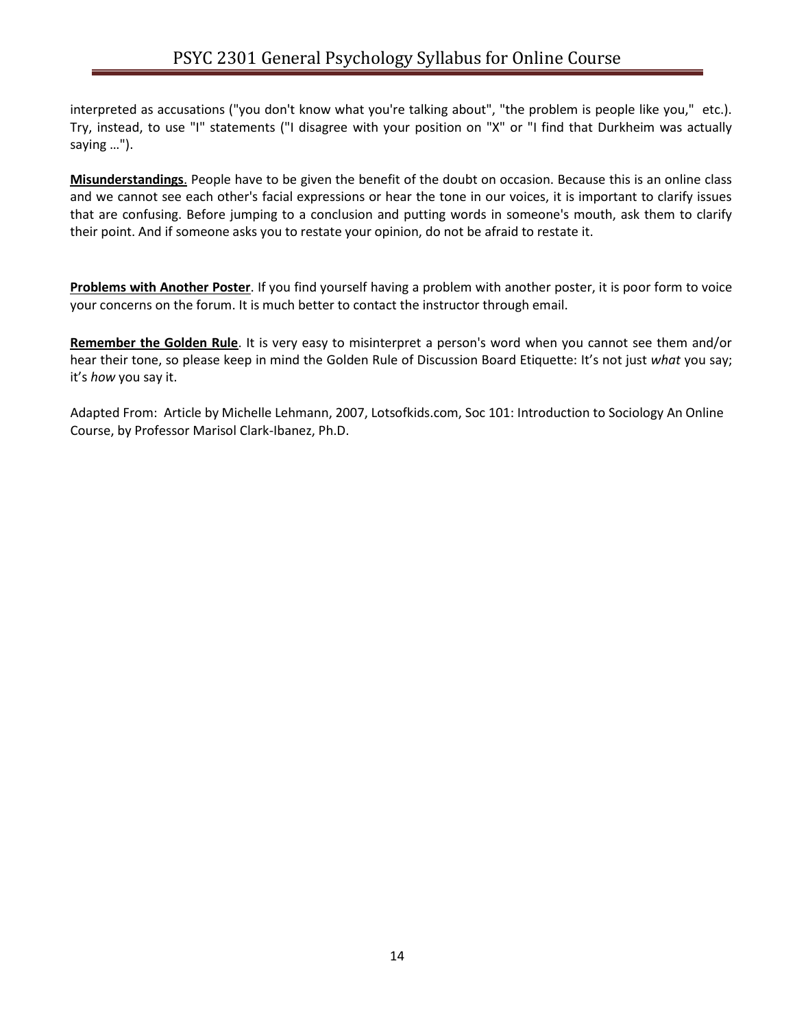interpreted as accusations ("you don't know what you're talking about", "the problem is people like you," etc.). Try, instead, to use "I" statements ("I disagree with your position on "X" or "I find that Durkheim was actually saying …").

**Misunderstandings**. People have to be given the benefit of the doubt on occasion. Because this is an online class and we cannot see each other's facial expressions or hear the tone in our voices, it is important to clarify issues that are confusing. Before jumping to a conclusion and putting words in someone's mouth, ask them to clarify their point. And if someone asks you to restate your opinion, do not be afraid to restate it.

**Problems with Another Poster**. If you find yourself having a problem with another poster, it is poor form to voice your concerns on the forum. It is much better to contact the instructor through email.

**Remember the Golden Rule**. It is very easy to misinterpret a person's word when you cannot see them and/or hear their tone, so please keep in mind the Golden Rule of Discussion Board Etiquette: It's not just *what* you say; it's *how* you say it.

Adapted From: Article by Michelle Lehmann, 2007, Lotsofkids.com, Soc 101: Introduction to Sociology An Online Course, by Professor Marisol Clark-Ibanez, Ph.D.